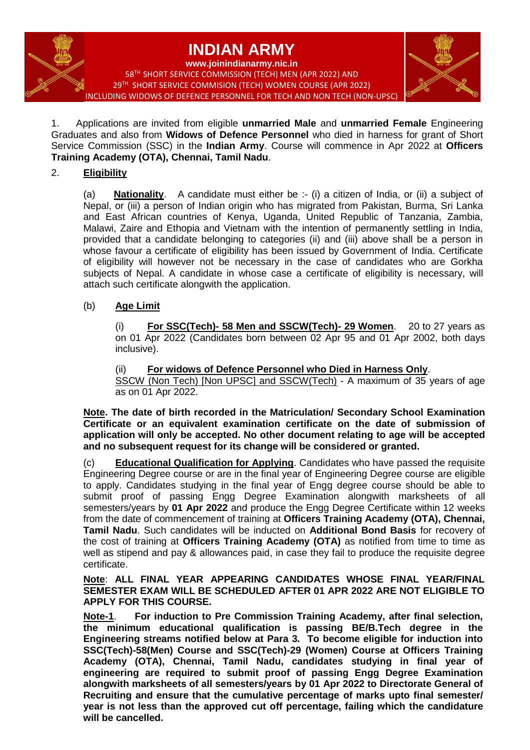# INDIAN ARMY

**www.joinindianarmy.nic.in**

58TH SHORT SERVICE COMMISSION (TECH) MEN (APR 2022) AND
29TH SHORT SERVICE COMMISION (TECH) WOMEN COURSE (APR 2022)
INCLUDING WIDOWS OF DEFENCE PERSONNEL FOR TECH AND NON TECH (NON-UPSC)

1. Applications are invited from eligible **unmarried Male** and **unmarried Female** Engineering Graduates and also from **Widows of Defence Personnel** who died in harness for grant of Short Service Commission (SSC) in the **Indian Army**. Course will commence in Apr 2022 at **Officers Training Academy (OTA), Chennai, Tamil Nadu**.

2. **Eligibility**

(a) **Nationality**. A candidate must either be :- (i) a citizen of India, or (ii) a subject of Nepal, or (iii) a person of Indian origin who has migrated from Pakistan, Burma, Sri Lanka and East African countries of Kenya, Uganda, United Republic of Tanzania, Zambia, Malawi, Zaire and Ethopia and Vietnam with the intention of permanently settling in India, provided that a candidate belonging to categories (ii) and (iii) above shall be a person in whose favour a certificate of eligibility has been issued by Government of India. Certificate of eligibility will however not be necessary in the case of candidates who are Gorkha subjects of Nepal. A candidate in whose case a certificate of eligibility is necessary, will attach such certificate alongwith the application.

(b) **Age Limit**

(i) **For SSC(Tech)- 58 Men and SSCW(Tech)- 29 Women**. 20 to 27 years as on 01 Apr 2022 (Candidates born between 02 Apr 95 and 01 Apr 2002, both days inclusive).

(ii) **For widows of Defence Personnel who Died in Harness Only**.
SSCW (Non Tech) [Non UPSC] and SSCW(Tech) - A maximum of 35 years of age as on 01 Apr 2022.

**Note. The date of birth recorded in the Matriculation/ Secondary School Examination Certificate or an equivalent examination certificate on the date of submission of application will only be accepted. No other document relating to age will be accepted and no subsequent request for its change will be considered or granted.**

(c) **Educational Qualification for Applying**. Candidates who have passed the requisite Engineering Degree course or are in the final year of Engineering Degree course are eligible to apply. Candidates studying in the final year of Engg degree course should be able to submit proof of passing Engg Degree Examination alongwith marksheets of all semesters/years by **01 Apr 2022** and produce the Engg Degree Certificate within 12 weeks from the date of commencement of training at **Officers Training Academy (OTA), Chennai, Tamil Nadu**. Such candidates will be inducted on **Additional Bond Basis** for recovery of the cost of training at **Officers Training Academy (OTA)** as notified from time to time as well as stipend and pay & allowances paid, in case they fail to produce the requisite degree certificate.

**Note**: **ALL FINAL YEAR APPEARING CANDIDATES WHOSE FINAL YEAR/FINAL SEMESTER EXAM WILL BE SCHEDULED AFTER 01 APR 2022 ARE NOT ELIGIBLE TO APPLY FOR THIS COURSE.**

**Note-1**. **For induction to Pre Commission Training Academy, after final selection, the minimum educational qualification is passing BE/B.Tech degree in the Engineering streams notified below at Para 3. To become eligible for induction into SSC(Tech)-58(Men) Course and SSC(Tech)-29 (Women) Course at Officers Training Academy (OTA), Chennai, Tamil Nadu, candidates studying in final year of engineering are required to submit proof of passing Engg Degree Examination alongwith marksheets of all semesters/years by 01 Apr 2022 to Directorate General of Recruiting and ensure that the cumulative percentage of marks upto final semester/ year is not less than the approved cut off percentage, failing which the candidature will be cancelled.**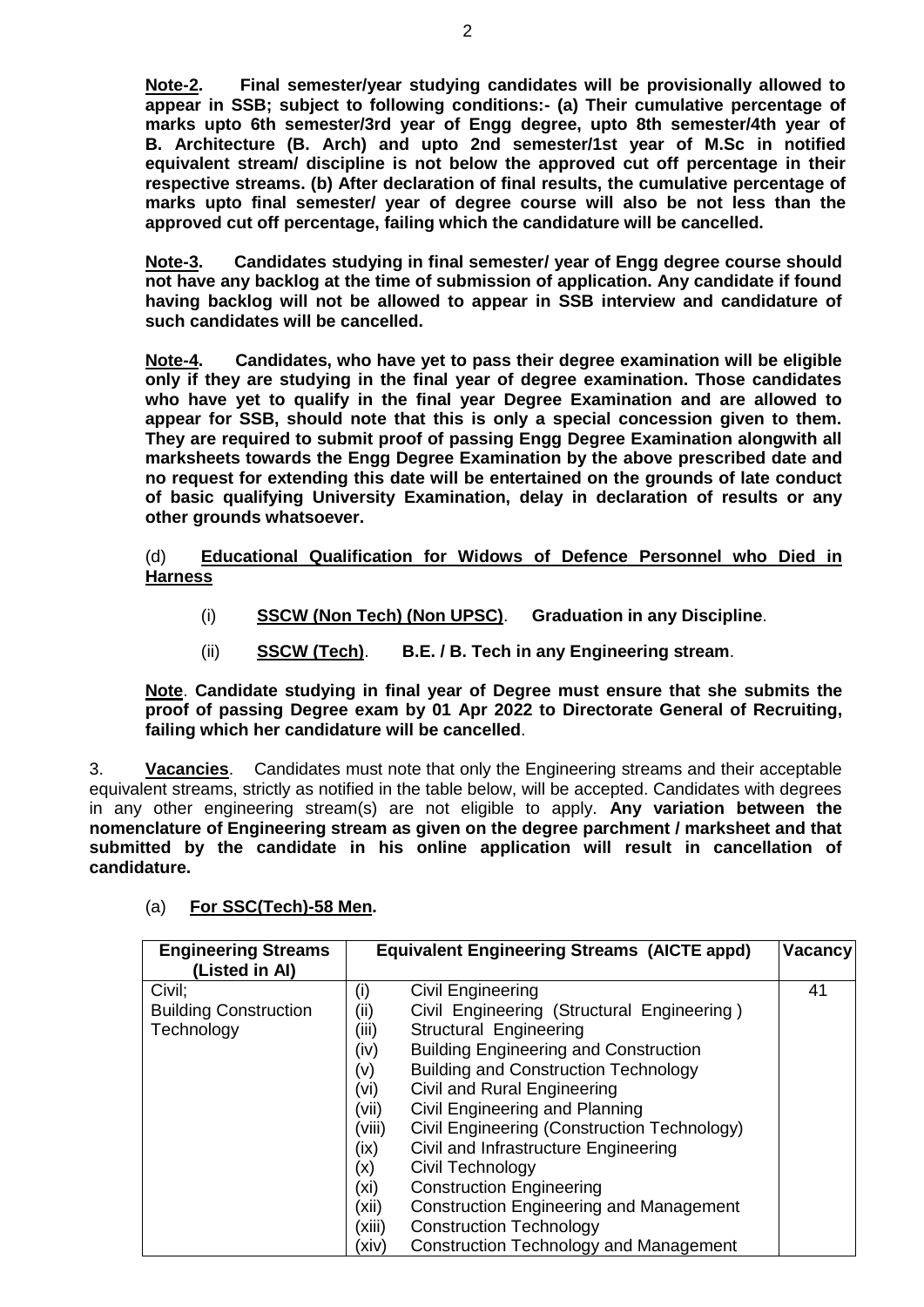**Note-2.** **Final semester/year studying candidates will be provisionally allowed to appear in SSB; subject to following conditions:- (a) Their cumulative percentage of marks upto 6th semester/3rd year of Engg degree, upto 8th semester/4th year of B. Architecture (B. Arch) and upto 2nd semester/1st year of M.Sc in notified equivalent stream/ discipline is not below the approved cut off percentage in their respective streams. (b) After declaration of final results, the cumulative percentage of marks upto final semester/ year of degree course will also be not less than the approved cut off percentage, failing which the candidature will be cancelled.**

**Note-3.** **Candidates studying in final semester/ year of Engg degree course should not have any backlog at the time of submission of application. Any candidate if found having backlog will not be allowed to appear in SSB interview and candidature of such candidates will be cancelled.**

**Note-4.** **Candidates, who have yet to pass their degree examination will be eligible only if they are studying in the final year of degree examination. Those candidates who have yet to qualify in the final year Degree Examination and are allowed to appear for SSB, should note that this is only a special concession given to them. They are required to submit proof of passing Engg Degree Examination alongwith all marksheets towards the Engg Degree Examination by the above prescribed date and no request for extending this date will be entertained on the grounds of late conduct of basic qualifying University Examination, delay in declaration of results or any other grounds whatsoever.**

(d) **Educational Qualification for Widows of Defence Personnel who Died in Harness**

(i) **SSCW (Non Tech) (Non UPSC)**. **Graduation in any Discipline**.

(ii) **SSCW (Tech)**. **B.E. / B. Tech in any Engineering stream**.

**Note**. **Candidate studying in final year of Degree must ensure that she submits the proof of passing Degree exam by 01 Apr 2022 to Directorate General of Recruiting, failing which her candidature will be cancelled**.

3. **Vacancies**. Candidates must note that only the Engineering streams and their acceptable equivalent streams, strictly as notified in the table below, will be accepted. Candidates with degrees in any other engineering stream(s) are not eligible to apply. **Any variation between the nomenclature of Engineering stream as given on the degree parchment / marksheet and that submitted by the candidate in his online application will result in cancellation of candidature.**

(a) **For SSC(Tech)-58 Men.**

| Engineering Streams (Listed in AI) | Equivalent Engineering Streams (AICTE appd) | Vacancy |
|---|---|---|
| Civil;<br>Building Construction Technology | (i) Civil Engineering<br>(ii) Civil Engineering (Structural Engineering )<br>(iii) Structural Engineering<br>(iv) Building Engineering and Construction<br>(v) Building and Construction Technology<br>(vi) Civil and Rural Engineering<br>(vii) Civil Engineering and Planning<br>(viii) Civil Engineering (Construction Technology)<br>(ix) Civil and Infrastructure Engineering<br>(x) Civil Technology<br>(xi) Construction Engineering<br>(xii) Construction Engineering and Management<br>(xiii) Construction Technology<br>(xiv) Construction Technology and Management | 41 |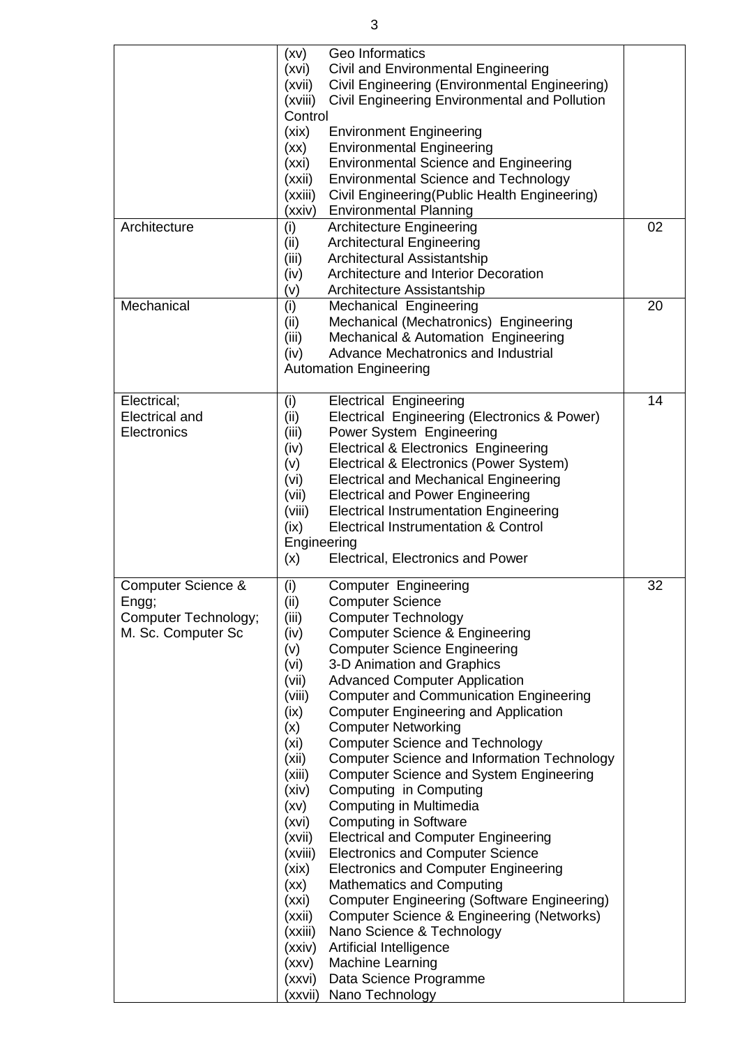| | | |
|---|---|---|
| | (xv) Geo Informatics<br>(xvi) Civil and Environmental Engineering<br>(xvii) Civil Engineering (Environmental Engineering)<br>(xviii) Civil Engineering Environmental and Pollution Control<br>(xix) Environment Engineering<br>(xx) Environmental Engineering<br>(xxi) Environmental Science and Engineering<br>(xxii) Environmental Science and Technology<br>(xxiii) Civil Engineering(Public Health Engineering)<br>(xxiv) Environmental Planning | |
| Architecture | (i) Architecture Engineering<br>(ii) Architectural Engineering<br>(iii) Architectural Assistantship<br>(iv) Architecture and Interior Decoration<br>(v) Architecture Assistantship | 02 |
| Mechanical | (i) Mechanical Engineering<br>(ii) Mechanical (Mechatronics) Engineering<br>(iii) Mechanical & Automation Engineering<br>(iv) Advance Mechatronics and Industrial Automation Engineering | 20 |
| Electrical;<br>Electrical and Electronics | (i) Electrical Engineering<br>(ii) Electrical Engineering (Electronics & Power)<br>(iii) Power System Engineering<br>(iv) Electrical & Electronics Engineering<br>(v) Electrical & Electronics (Power System)<br>(vi) Electrical and Mechanical Engineering<br>(vii) Electrical and Power Engineering<br>(viii) Electrical Instrumentation Engineering<br>(ix) Electrical Instrumentation & Control Engineering<br>(x) Electrical, Electronics and Power | 14 |
| Computer Science & Engg;<br>Computer Technology;<br>M. Sc. Computer Sc | (i) Computer Engineering<br>(ii) Computer Science<br>(iii) Computer Technology<br>(iv) Computer Science & Engineering<br>(v) Computer Science Engineering<br>(vi) 3-D Animation and Graphics<br>(vii) Advanced Computer Application<br>(viii) Computer and Communication Engineering<br>(ix) Computer Engineering and Application<br>(x) Computer Networking<br>(xi) Computer Science and Technology<br>(xii) Computer Science and Information Technology<br>(xiii) Computer Science and System Engineering<br>(xiv) Computing in Computing<br>(xv) Computing in Multimedia<br>(xvi) Computing in Software<br>(xvii) Electrical and Computer Engineering<br>(xviii) Electronics and Computer Science<br>(xix) Electronics and Computer Engineering<br>(xx) Mathematics and Computing<br>(xxi) Computer Engineering (Software Engineering)<br>(xxii) Computer Science & Engineering (Networks)<br>(xxiii) Nano Science & Technology<br>(xxiv) Artificial Intelligence<br>(xxv) Machine Learning<br>(xxvi) Data Science Programme<br>(xxvii) Nano Technology | 32 |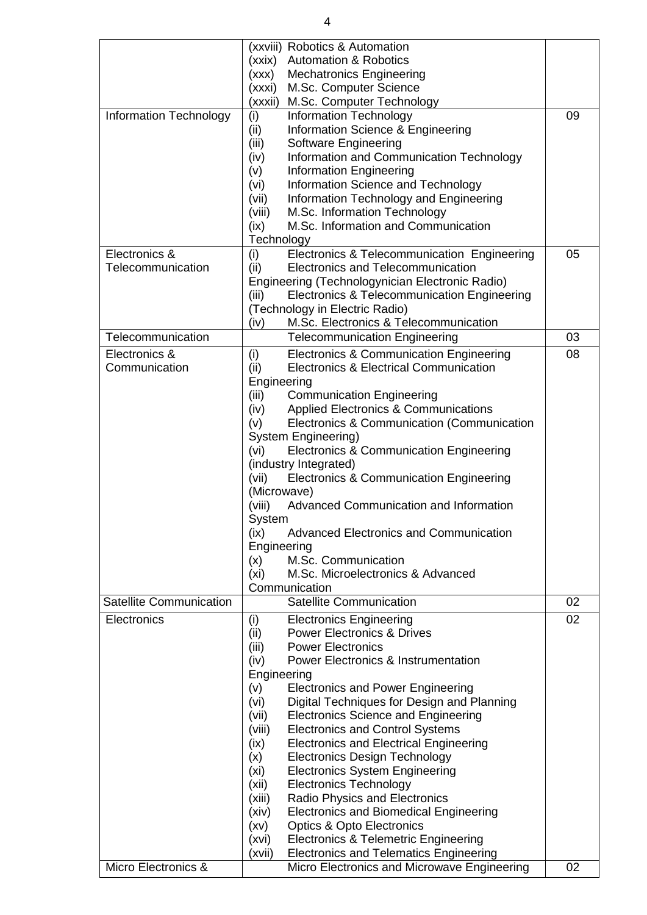| | | |
|---|---|---|
| | (xxviii) Robotics & Automation<br>(xxix) Automation & Robotics<br>(xxx) Mechatronics Engineering<br>(xxxi) M.Sc. Computer Science<br>(xxxii) M.Sc. Computer Technology | |
| Information Technology | (i) Information Technology<br>(ii) Information Science & Engineering<br>(iii) Software Engineering<br>(iv) Information and Communication Technology<br>(v) Information Engineering<br>(vi) Information Science and Technology<br>(vii) Information Technology and Engineering<br>(viii) M.Sc. Information Technology<br>(ix) M.Sc. Information and Communication Technology | 09 |
| Electronics & Telecommunication | (i) Electronics & Telecommunication Engineering<br>(ii) Electronics and Telecommunication Engineering (Technologynician Electronic Radio)<br>(iii) Electronics & Telecommunication Engineering (Technology in Electric Radio)<br>(iv) M.Sc. Electronics & Telecommunication | 05 |
| Telecommunication | Telecommunication Engineering | 03 |
| Electronics & Communication | (i) Electronics & Communication Engineering<br>(ii) Electronics & Electrical Communication Engineering<br>(iii) Communication Engineering<br>(iv) Applied Electronics & Communications<br>(v) Electronics & Communication (Communication System Engineering)<br>(vi) Electronics & Communication Engineering (industry Integrated)<br>(vii) Electronics & Communication Engineering (Microwave)<br>(viii) Advanced Communication and Information System<br>(ix) Advanced Electronics and Communication Engineering<br>(x) M.Sc. Communication<br>(xi) M.Sc. Microelectronics & Advanced Communication | 08 |
| Satellite Communication | Satellite Communication | 02 |
| Electronics | (i) Electronics Engineering<br>(ii) Power Electronics & Drives<br>(iii) Power Electronics<br>(iv) Power Electronics & Instrumentation Engineering<br>(v) Electronics and Power Engineering<br>(vi) Digital Techniques for Design and Planning<br>(vii) Electronics Science and Engineering<br>(viii) Electronics and Control Systems<br>(ix) Electronics and Electrical Engineering<br>(x) Electronics Design Technology<br>(xi) Electronics System Engineering<br>(xii) Electronics Technology<br>(xiii) Radio Physics and Electronics<br>(xiv) Electronics and Biomedical Engineering<br>(xv) Optics & Opto Electronics<br>(xvi) Electronics & Telemetric Engineering<br>(xvii) Electronics and Telematics Engineering | 02 |
| Micro Electronics & | Micro Electronics and Microwave Engineering | 02 |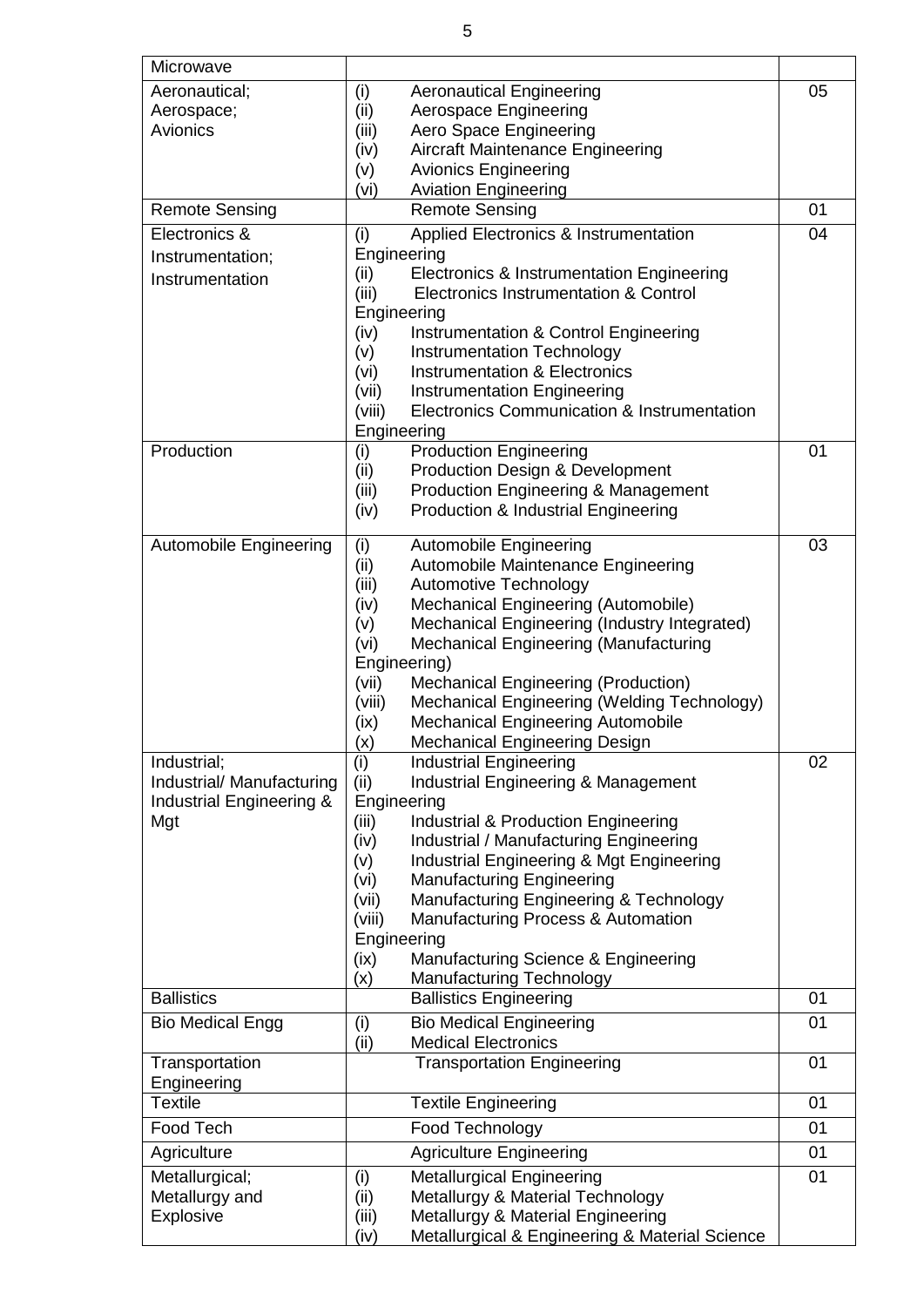| | | |
|---|---|---|
| Microwave | | |
| Aeronautical; Aerospace; Avionics | (i) Aeronautical Engineering<br>(ii) Aerospace Engineering<br>(iii) Aero Space Engineering<br>(iv) Aircraft Maintenance Engineering<br>(v) Avionics Engineering<br>(vi) Aviation Engineering | 05 |
| Remote Sensing | Remote Sensing | 01 |
| Electronics & Instrumentation; Instrumentation | (i) Applied Electronics & Instrumentation Engineering<br>(ii) Electronics & Instrumentation Engineering<br>(iii) Electronics Instrumentation & Control Engineering<br>(iv) Instrumentation & Control Engineering<br>(v) Instrumentation Technology<br>(vi) Instrumentation & Electronics<br>(vii) Instrumentation Engineering<br>(viii) Electronics Communication & Instrumentation Engineering | 04 |
| Production | (i) Production Engineering<br>(ii) Production Design & Development<br>(iii) Production Engineering & Management<br>(iv) Production & Industrial Engineering | 01 |
| Automobile Engineering | (i) Automobile Engineering<br>(ii) Automobile Maintenance Engineering<br>(iii) Automotive Technology<br>(iv) Mechanical Engineering (Automobile)<br>(v) Mechanical Engineering (Industry Integrated)<br>(vi) Mechanical Engineering (Manufacturing Engineering)<br>(vii) Mechanical Engineering (Production)<br>(viii) Mechanical Engineering (Welding Technology)<br>(ix) Mechanical Engineering Automobile<br>(x) Mechanical Engineering Design | 03 |
| Industrial; Industrial/ Manufacturing Industrial Engineering & Mgt | (i) Industrial Engineering<br>(ii) Industrial Engineering & Management Engineering<br>(iii) Industrial & Production Engineering<br>(iv) Industrial / Manufacturing Engineering<br>(v) Industrial Engineering & Mgt Engineering<br>(vi) Manufacturing Engineering<br>(vii) Manufacturing Engineering & Technology<br>(viii) Manufacturing Process & Automation Engineering<br>(ix) Manufacturing Science & Engineering<br>(x) Manufacturing Technology | 02 |
| Ballistics | Ballistics Engineering | 01 |
| Bio Medical Engg | (i) Bio Medical Engineering<br>(ii) Medical Electronics | 01 |
| Transportation Engineering | Transportation Engineering | 01 |
| Textile | Textile Engineering | 01 |
| Food Tech | Food Technology | 01 |
| Agriculture | Agriculture Engineering | 01 |
| Metallurgical; Metallurgy and Explosive | (i) Metallurgical Engineering<br>(ii) Metallurgy & Material Technology<br>(iii) Metallurgy & Material Engineering<br>(iv) Metallurgical & Engineering & Material Science | 01 |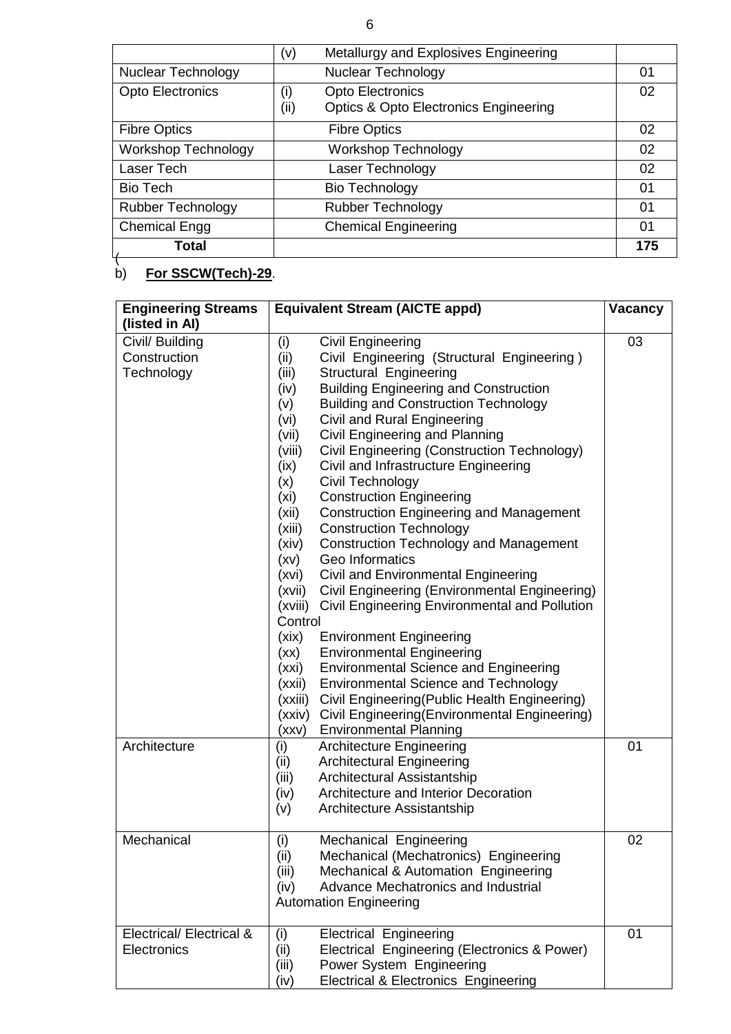| | (v) Metallurgy and Explosives Engineering | |
|---|---|---|
| Nuclear Technology | Nuclear Technology | 01 |
| Opto Electronics | (i) Opto Electronics<br>(ii) Optics & Opto Electronics Engineering | 02 |
| Fibre Optics | Fibre Optics | 02 |
| Workshop Technology | Workshop Technology | 02 |
| Laser Tech | Laser Technology | 02 |
| Bio Tech | Bio Technology | 01 |
| Rubber Technology | Rubber Technology | 01 |
| Chemical Engg | Chemical Engineering | 01 |
| **Total** | | **175** |

(b) **For SSCW(Tech)-29**.

| **Engineering Streams (listed in AI)** | **Equivalent Stream (AICTE appd)** | **Vacancy** |
|---|---|---|
| Civil/ Building Construction Technology | (i) Civil Engineering<br>(ii) Civil Engineering (Structural Engineering )<br>(iii) Structural Engineering<br>(iv) Building Engineering and Construction<br>(v) Building and Construction Technology<br>(vi) Civil and Rural Engineering<br>(vii) Civil Engineering and Planning<br>(viii) Civil Engineering (Construction Technology)<br>(ix) Civil and Infrastructure Engineering<br>(x) Civil Technology<br>(xi) Construction Engineering<br>(xii) Construction Engineering and Management<br>(xiii) Construction Technology<br>(xiv) Construction Technology and Management<br>(xv) Geo Informatics<br>(xvi) Civil and Environmental Engineering<br>(xvii) Civil Engineering (Environmental Engineering)<br>(xviii) Civil Engineering Environmental and Pollution Control<br>(xix) Environment Engineering<br>(xx) Environmental Engineering<br>(xxi) Environmental Science and Engineering<br>(xxii) Environmental Science and Technology<br>(xxiii) Civil Engineering(Public Health Engineering)<br>(xxiv) Civil Engineering(Environmental Engineering)<br>(xxv) Environmental Planning | 03 |
| Architecture | (i) Architecture Engineering<br>(ii) Architectural Engineering<br>(iii) Architectural Assistantship<br>(iv) Architecture and Interior Decoration<br>(v) Architecture Assistantship | 01 |
| Mechanical | (i) Mechanical Engineering<br>(ii) Mechanical (Mechatronics) Engineering<br>(iii) Mechanical & Automation Engineering<br>(iv) Advance Mechatronics and Industrial Automation Engineering | 02 |
| Electrical/ Electrical & Electronics | (i) Electrical Engineering<br>(ii) Electrical Engineering (Electronics & Power)<br>(iii) Power System Engineering<br>(iv) Electrical & Electronics Engineering | 01 |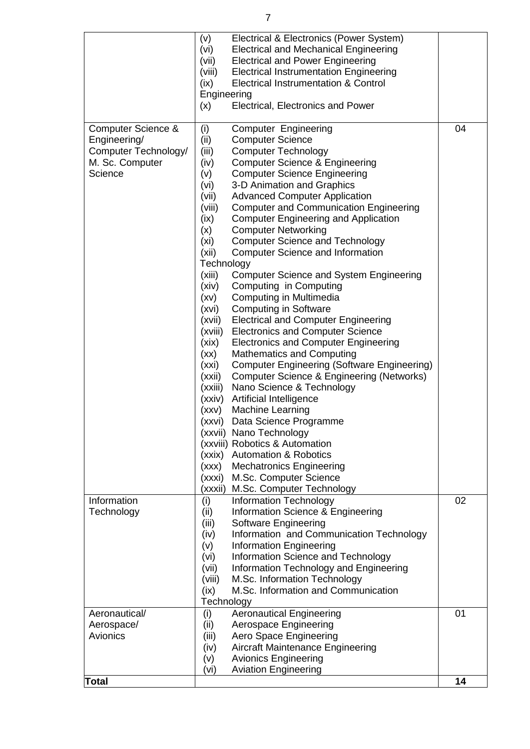| | | |
|---|---|---|
| | (v) Electrical & Electronics (Power System)<br>(vi) Electrical and Mechanical Engineering<br>(vii) Electrical and Power Engineering<br>(viii) Electrical Instrumentation Engineering<br>(ix) Electrical Instrumentation & Control Engineering<br>(x) Electrical, Electronics and Power | |
| Computer Science & Engineering/ Computer Technology/ M. Sc. Computer Science | (i) Computer Engineering<br>(ii) Computer Science<br>(iii) Computer Technology<br>(iv) Computer Science & Engineering<br>(v) Computer Science Engineering<br>(vi) 3-D Animation and Graphics<br>(vii) Advanced Computer Application<br>(viii) Computer and Communication Engineering<br>(ix) Computer Engineering and Application<br>(x) Computer Networking<br>(xi) Computer Science and Technology<br>(xii) Computer Science and Information Technology<br>(xiii) Computer Science and System Engineering<br>(xiv) Computing in Computing<br>(xv) Computing in Multimedia<br>(xvi) Computing in Software<br>(xvii) Electrical and Computer Engineering<br>(xviii) Electronics and Computer Science<br>(xix) Electronics and Computer Engineering<br>(xx) Mathematics and Computing<br>(xxi) Computer Engineering (Software Engineering)<br>(xxii) Computer Science & Engineering (Networks)<br>(xxiii) Nano Science & Technology<br>(xxiv) Artificial Intelligence<br>(xxv) Machine Learning<br>(xxvi) Data Science Programme<br>(xxvii) Nano Technology<br>(xxviii) Robotics & Automation<br>(xxix) Automation & Robotics<br>(xxx) Mechatronics Engineering<br>(xxxi) M.Sc. Computer Science<br>(xxxii) M.Sc. Computer Technology | 04 |
| Information Technology | (i) Information Technology<br>(ii) Information Science & Engineering<br>(iii) Software Engineering<br>(iv) Information and Communication Technology<br>(v) Information Engineering<br>(vi) Information Science and Technology<br>(vii) Information Technology and Engineering<br>(viii) M.Sc. Information Technology<br>(ix) M.Sc. Information and Communication Technology | 02 |
| Aeronautical/ Aerospace/ Avionics | (i) Aeronautical Engineering<br>(ii) Aerospace Engineering<br>(iii) Aero Space Engineering<br>(iv) Aircraft Maintenance Engineering<br>(v) Avionics Engineering<br>(vi) Aviation Engineering | 01 |
| **Total** | | **14** |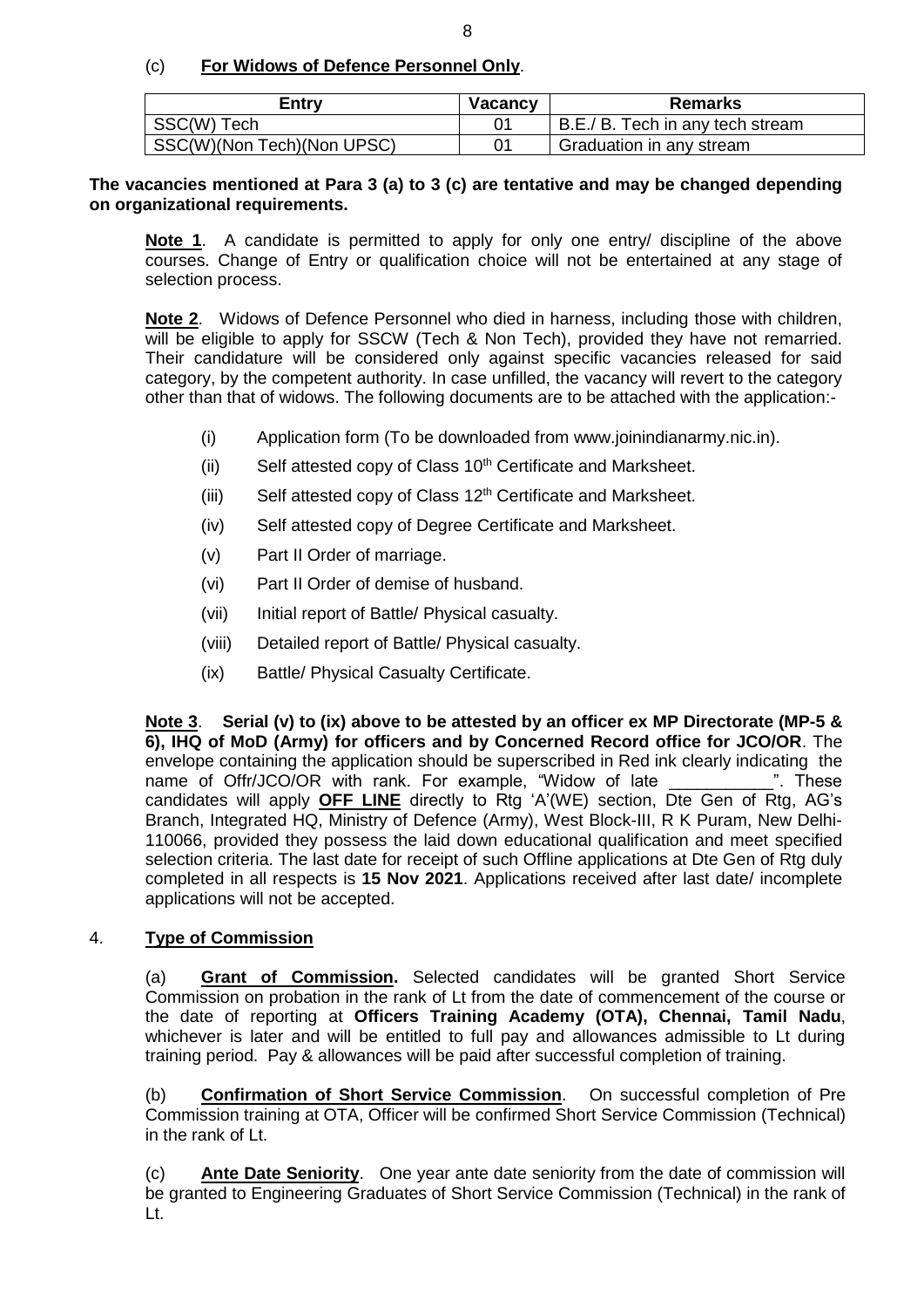(c) **For Widows of Defence Personnel Only**.

| Entry | Vacancy | Remarks |
|---|---|---|
| SSC(W) Tech | 01 | B.E./ B. Tech in any tech stream |
| SSC(W)(Non Tech)(Non UPSC) | 01 | Graduation in any stream |

**The vacancies mentioned at Para 3 (a) to 3 (c) are tentative and may be changed depending on organizational requirements.**

**Note 1**. A candidate is permitted to apply for only one entry/ discipline of the above courses. Change of Entry or qualification choice will not be entertained at any stage of selection process.

**Note 2**. Widows of Defence Personnel who died in harness, including those with children, will be eligible to apply for SSCW (Tech & Non Tech), provided they have not remarried. Their candidature will be considered only against specific vacancies released for said category, by the competent authority. In case unfilled, the vacancy will revert to the category other than that of widows. The following documents are to be attached with the application:-

(i) Application form (To be downloaded from www.joinindianarmy.nic.in).

(ii) Self attested copy of Class 10th Certificate and Marksheet.

(iii) Self attested copy of Class 12th Certificate and Marksheet.

(iv) Self attested copy of Degree Certificate and Marksheet.

(v) Part II Order of marriage.

(vi) Part II Order of demise of husband.

(vii) Initial report of Battle/ Physical casualty.

(viii) Detailed report of Battle/ Physical casualty.

(ix) Battle/ Physical Casualty Certificate.

**Note 3**. **Serial (v) to (ix) above to be attested by an officer ex MP Directorate (MP-5 & 6), IHQ of MoD (Army) for officers and by Concerned Record office for JCO/OR**. The envelope containing the application should be superscribed in Red ink clearly indicating the name of Offr/JCO/OR with rank. For example, "Widow of late \_\_\_\_\_\_\_\_\_\_\_". These candidates will apply **OFF LINE** directly to Rtg 'A'(WE) section, Dte Gen of Rtg, AG's Branch, Integrated HQ, Ministry of Defence (Army), West Block-III, R K Puram, New Delhi-110066, provided they possess the laid down educational qualification and meet specified selection criteria. The last date for receipt of such Offline applications at Dte Gen of Rtg duly completed in all respects is **15 Nov 2021**. Applications received after last date/ incomplete applications will not be accepted.

4. **Type of Commission**

(a) **Grant of Commission.** Selected candidates will be granted Short Service Commission on probation in the rank of Lt from the date of commencement of the course or the date of reporting at **Officers Training Academy (OTA), Chennai, Tamil Nadu**, whichever is later and will be entitled to full pay and allowances admissible to Lt during training period. Pay & allowances will be paid after successful completion of training.

(b) **Confirmation of Short Service Commission**. On successful completion of Pre Commission training at OTA, Officer will be confirmed Short Service Commission (Technical) in the rank of Lt.

(c) **Ante Date Seniority**. One year ante date seniority from the date of commission will be granted to Engineering Graduates of Short Service Commission (Technical) in the rank of Lt.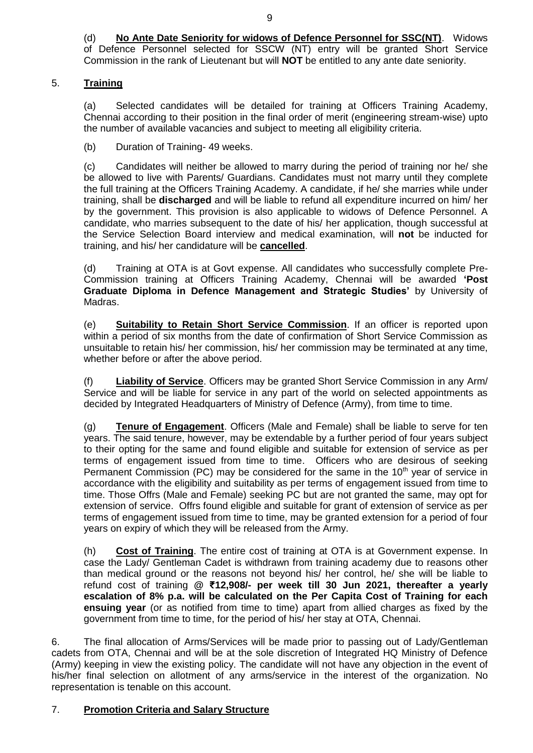(d) **No Ante Date Seniority for widows of Defence Personnel for SSC(NT)**. Widows of Defence Personnel selected for SSCW (NT) entry will be granted Short Service Commission in the rank of Lieutenant but will **NOT** be entitled to any ante date seniority.

5. **Training**

(a) Selected candidates will be detailed for training at Officers Training Academy, Chennai according to their position in the final order of merit (engineering stream-wise) upto the number of available vacancies and subject to meeting all eligibility criteria.

(b) Duration of Training- 49 weeks.

(c) Candidates will neither be allowed to marry during the period of training nor he/ she be allowed to live with Parents/ Guardians. Candidates must not marry until they complete the full training at the Officers Training Academy. A candidate, if he/ she marries while under training, shall be **discharged** and will be liable to refund all expenditure incurred on him/ her by the government. This provision is also applicable to widows of Defence Personnel. A candidate, who marries subsequent to the date of his/ her application, though successful at the Service Selection Board interview and medical examination, will **not** be inducted for training, and his/ her candidature will be **cancelled**.

(d) Training at OTA is at Govt expense. All candidates who successfully complete Pre-Commission training at Officers Training Academy, Chennai will be awarded **'Post Graduate Diploma in Defence Management and Strategic Studies'** by University of Madras.

(e) **Suitability to Retain Short Service Commission**. If an officer is reported upon within a period of six months from the date of confirmation of Short Service Commission as unsuitable to retain his/ her commission, his/ her commission may be terminated at any time, whether before or after the above period.

(f) **Liability of Service**. Officers may be granted Short Service Commission in any Arm/ Service and will be liable for service in any part of the world on selected appointments as decided by Integrated Headquarters of Ministry of Defence (Army), from time to time.

(g) **Tenure of Engagement**. Officers (Male and Female) shall be liable to serve for ten years. The said tenure, however, may be extendable by a further period of four years subject to their opting for the same and found eligible and suitable for extension of service as per terms of engagement issued from time to time. Officers who are desirous of seeking Permanent Commission (PC) may be considered for the same in the 10th year of service in accordance with the eligibility and suitability as per terms of engagement issued from time to time. Those Offrs (Male and Female) seeking PC but are not granted the same, may opt for extension of service. Offrs found eligible and suitable for grant of extension of service as per terms of engagement issued from time to time, may be granted extension for a period of four years on expiry of which they will be released from the Army.

(h) **Cost of Training**. The entire cost of training at OTA is at Government expense. In case the Lady/ Gentleman Cadet is withdrawn from training academy due to reasons other than medical ground or the reasons not beyond his/ her control, he/ she will be liable to refund cost of training **@ ₹12,908/- per week till 30 Jun 2021, thereafter a yearly escalation of 8% p.a. will be calculated on the Per Capita Cost of Training for each ensuing year** (or as notified from time to time) apart from allied charges as fixed by the government from time to time, for the period of his/ her stay at OTA, Chennai.

6. The final allocation of Arms/Services will be made prior to passing out of Lady/Gentleman cadets from OTA, Chennai and will be at the sole discretion of Integrated HQ Ministry of Defence (Army) keeping in view the existing policy. The candidate will not have any objection in the event of his/her final selection on allotment of any arms/service in the interest of the organization. No representation is tenable on this account.

7. **Promotion Criteria and Salary Structure**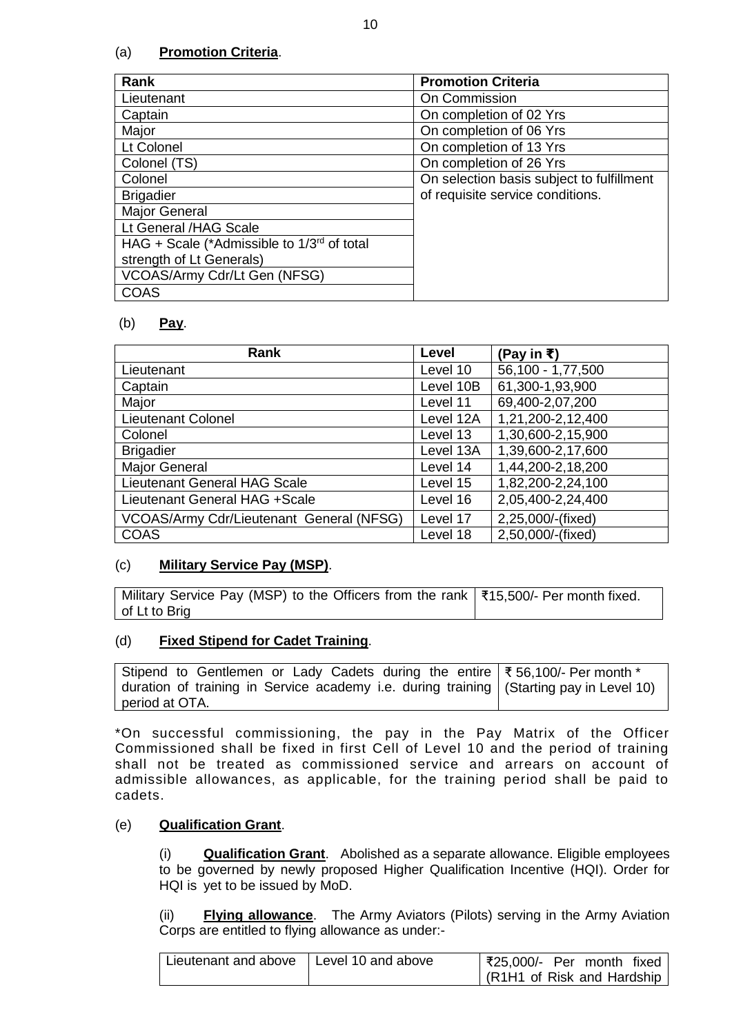(a) **Promotion Criteria**.

| Rank | Promotion Criteria |
|---|---|
| Lieutenant | On Commission |
| Captain | On completion of 02 Yrs |
| Major | On completion of 06 Yrs |
| Lt Colonel | On completion of 13 Yrs |
| Colonel (TS) | On completion of 26 Yrs |
| Colonel | On selection basis subject to fulfillment of requisite service conditions. |
| Brigadier | |
| Major General | |
| Lt General /HAG Scale | |
| HAG + Scale (*Admissible to 1/3rd of total strength of Lt Generals) | |
| VCOAS/Army Cdr/Lt Gen (NFSG) | |
| COAS | |

(b) **Pay**.

| Rank | Level | (Pay in ₹) |
|---|---|---|
| Lieutenant | Level 10 | 56,100 - 1,77,500 |
| Captain | Level 10B | 61,300-1,93,900 |
| Major | Level 11 | 69,400-2,07,200 |
| Lieutenant Colonel | Level 12A | 1,21,200-2,12,400 |
| Colonel | Level 13 | 1,30,600-2,15,900 |
| Brigadier | Level 13A | 1,39,600-2,17,600 |
| Major General | Level 14 | 1,44,200-2,18,200 |
| Lieutenant General HAG Scale | Level 15 | 1,82,200-2,24,100 |
| Lieutenant General HAG +Scale | Level 16 | 2,05,400-2,24,400 |
| VCOAS/Army Cdr/Lieutenant General (NFSG) | Level 17 | 2,25,000/-(fixed) |
| COAS | Level 18 | 2,50,000/-(fixed) |

(c) **Military Service Pay (MSP)**.

| | |
|---|---|
| Military Service Pay (MSP) to the Officers from the rank of Lt to Brig | ₹15,500/- Per month fixed. |

(d) **Fixed Stipend for Cadet Training**.

| | |
|---|---|
| Stipend to Gentlemen or Lady Cadets during the entire duration of training in Service academy i.e. during training period at OTA. | ₹ 56,100/- Per month * (Starting pay in Level 10) |

*On successful commissioning, the pay in the Pay Matrix of the Officer Commissioned shall be fixed in first Cell of Level 10 and the period of training shall not be treated as commissioned service and arrears on account of admissible allowances, as applicable, for the training period shall be paid to cadets.

(e) **Qualification Grant**.

(i) **Qualification Grant**. Abolished as a separate allowance. Eligible employees to be governed by newly proposed Higher Qualification Incentive (HQI). Order for HQI is yet to be issued by MoD.

(ii) **Flying allowance**. The Army Aviators (Pilots) serving in the Army Aviation Corps are entitled to flying allowance as under:-

| | | |
|---|---|---|
| Lieutenant and above | Level 10 and above | ₹25,000/- Per month fixed (R1H1 of Risk and Hardship |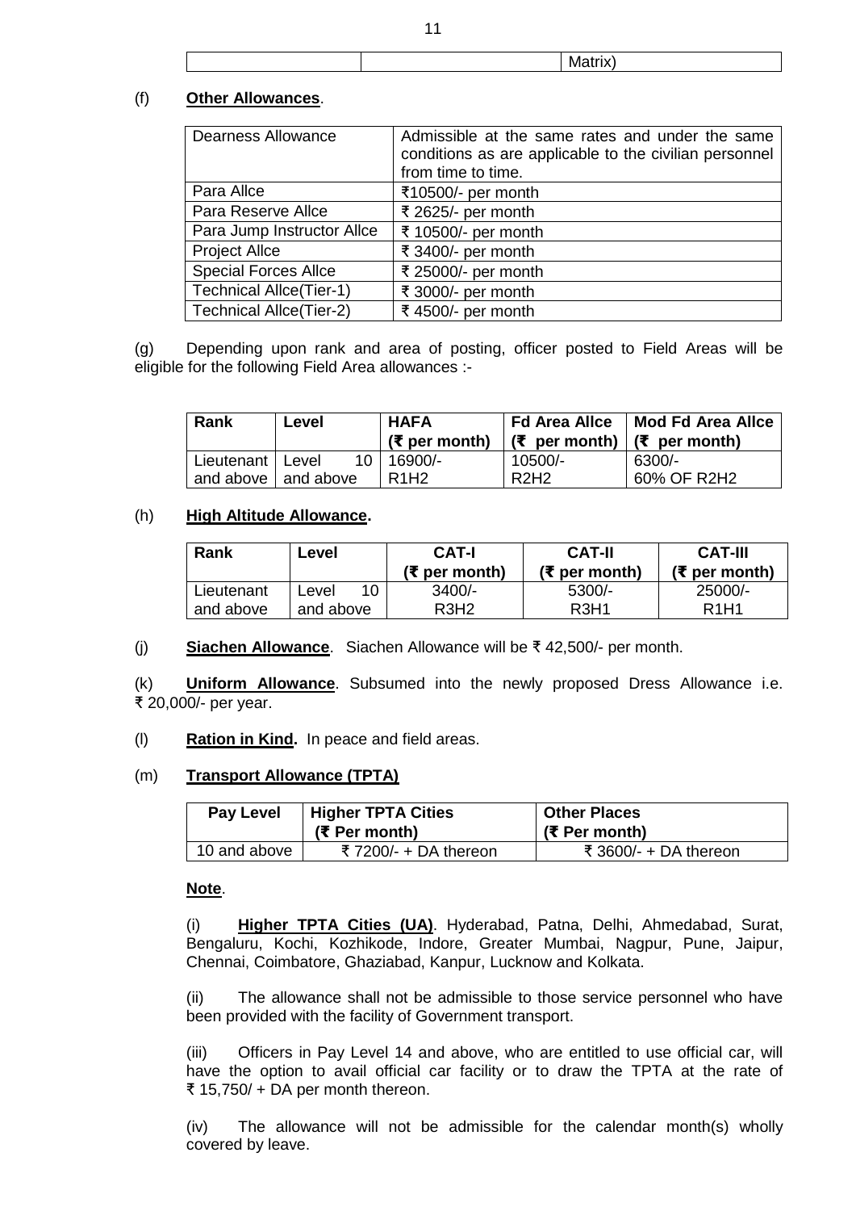| | | Matrix) |
|---|---|---|

(f) **Other Allowances**.

| Dearness Allowance | Admissible at the same rates and under the same conditions as are applicable to the civilian personnel from time to time. |
|---|---|
| Para Allce | ₹10500/- per month |
| Para Reserve Allce | ₹ 2625/- per month |
| Para Jump Instructor Allce | ₹ 10500/- per month |
| Project Allce | ₹ 3400/- per month |
| Special Forces Allce | ₹ 25000/- per month |
| Technical Allce(Tier-1) | ₹ 3000/- per month |
| Technical Allce(Tier-2) | ₹ 4500/- per month |

(g) Depending upon rank and area of posting, officer posted to Field Areas will be eligible for the following Field Area allowances :-

| Rank | Level | HAFA (₹ per month) | Fd Area Allce (₹ per month) | Mod Fd Area Allce (₹ per month) |
|---|---|---|---|---|
| Lieutenant and above | Level 10 and above | 16900/- R1H2 | 10500/- R2H2 | 6300/- 60% OF R2H2 |

(h) **High Altitude Allowance.**

| Rank | Level | CAT-I (₹ per month) | CAT-II (₹ per month) | CAT-III (₹ per month) |
|---|---|---|---|---|
| Lieutenant and above | Level 10 and above | 3400/- R3H2 | 5300/- R3H1 | 25000/- R1H1 |

(j) **Siachen Allowance**. Siachen Allowance will be ₹ 42,500/- per month.

(k) **Uniform Allowance**. Subsumed into the newly proposed Dress Allowance i.e. ₹ 20,000/- per year.

(l) **Ration in Kind.** In peace and field areas.

(m) **Transport Allowance (TPTA)**

| Pay Level | Higher TPTA Cities (₹ Per month) | Other Places (₹ Per month) |
|---|---|---|
| 10 and above | ₹ 7200/- + DA thereon | ₹ 3600/- + DA thereon |

**Note**.

(i) **Higher TPTA Cities (UA)**. Hyderabad, Patna, Delhi, Ahmedabad, Surat, Bengaluru, Kochi, Kozhikode, Indore, Greater Mumbai, Nagpur, Pune, Jaipur, Chennai, Coimbatore, Ghaziabad, Kanpur, Lucknow and Kolkata.

(ii) The allowance shall not be admissible to those service personnel who have been provided with the facility of Government transport.

(iii) Officers in Pay Level 14 and above, who are entitled to use official car, will have the option to avail official car facility or to draw the TPTA at the rate of ₹ 15,750/ + DA per month thereon.

(iv) The allowance will not be admissible for the calendar month(s) wholly covered by leave.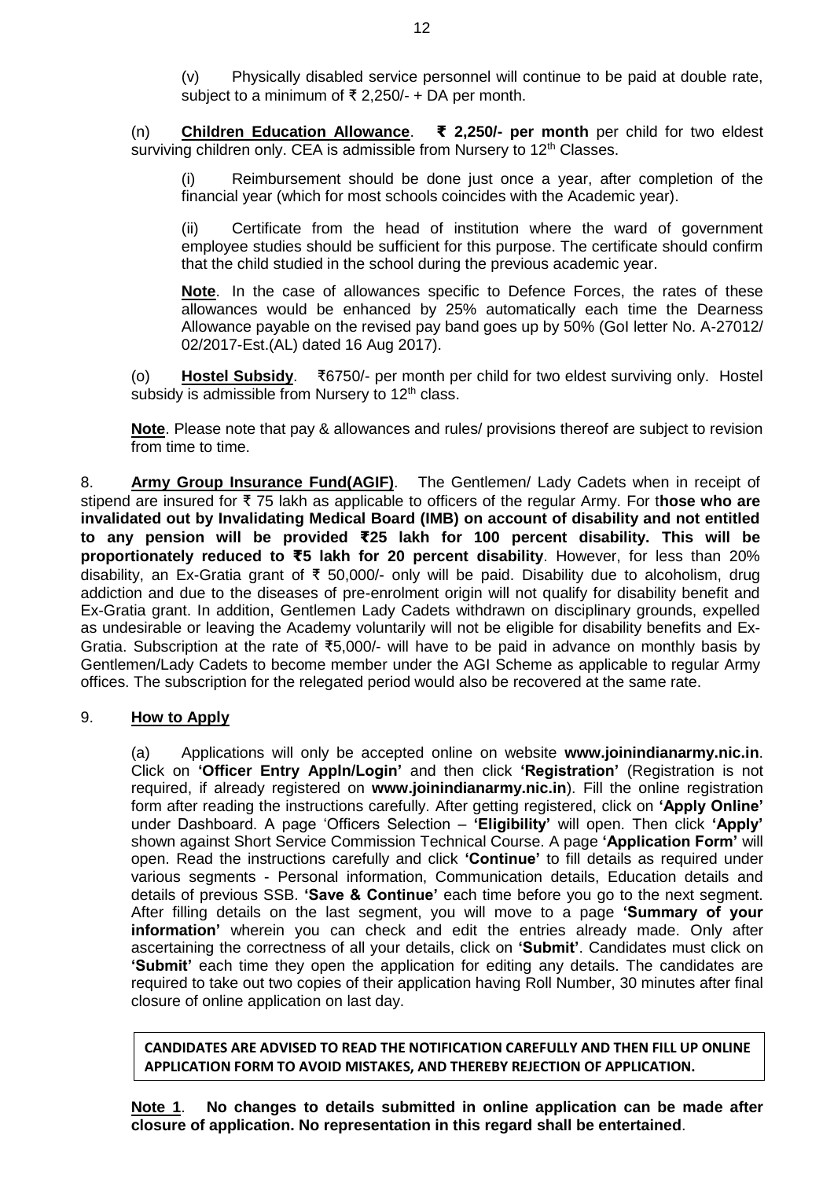(v) Physically disabled service personnel will continue to be paid at double rate, subject to a minimum of ₹ 2,250/- + DA per month.

(n) **Children Education Allowance**. **₹ 2,250/- per month** per child for two eldest surviving children only. CEA is admissible from Nursery to 12th Classes.

(i) Reimbursement should be done just once a year, after completion of the financial year (which for most schools coincides with the Academic year).

(ii) Certificate from the head of institution where the ward of government employee studies should be sufficient for this purpose. The certificate should confirm that the child studied in the school during the previous academic year.

**Note**. In the case of allowances specific to Defence Forces, the rates of these allowances would be enhanced by 25% automatically each time the Dearness Allowance payable on the revised pay band goes up by 50% (GoI letter No. A-27012/ 02/2017-Est.(AL) dated 16 Aug 2017).

(o) **Hostel Subsidy**. ₹6750/- per month per child for two eldest surviving only. Hostel subsidy is admissible from Nursery to 12th class.

**Note**. Please note that pay & allowances and rules/ provisions thereof are subject to revision from time to time.

8. **Army Group Insurance Fund(AGIF)**. The Gentlemen/ Lady Cadets when in receipt of stipend are insured for ₹ 75 lakh as applicable to officers of the regular Army. For t**hose who are invalidated out by Invalidating Medical Board (IMB) on account of disability and not entitled to any pension will be provided ₹25 lakh for 100 percent disability. This will be proportionately reduced to ₹5 lakh for 20 percent disability**. However, for less than 20% disability, an Ex-Gratia grant of ₹ 50,000/- only will be paid. Disability due to alcoholism, drug addiction and due to the diseases of pre-enrolment origin will not qualify for disability benefit and Ex-Gratia grant. In addition, Gentlemen Lady Cadets withdrawn on disciplinary grounds, expelled as undesirable or leaving the Academy voluntarily will not be eligible for disability benefits and Ex-Gratia. Subscription at the rate of ₹5,000/- will have to be paid in advance on monthly basis by Gentlemen/Lady Cadets to become member under the AGI Scheme as applicable to regular Army offices. The subscription for the relegated period would also be recovered at the same rate.

9. **How to Apply**

(a) Applications will only be accepted online on website **www.joinindianarmy.nic.in**. Click on **'Officer Entry Appln/Login'** and then click **'Registration'** (Registration is not required, if already registered on **www.joinindianarmy.nic.in**). Fill the online registration form after reading the instructions carefully. After getting registered, click on **'Apply Online'** under Dashboard. A page 'Officers Selection – **'Eligibility'** will open. Then click **'Apply'** shown against Short Service Commission Technical Course. A page **'Application Form'** will open. Read the instructions carefully and click **'Continue'** to fill details as required under various segments - Personal information, Communication details, Education details and details of previous SSB. **'Save & Continue'** each time before you go to the next segment. After filling details on the last segment, you will move to a page **'Summary of your information'** wherein you can check and edit the entries already made. Only after ascertaining the correctness of all your details, click on **'Submit'**. Candidates must click on **'Submit'** each time they open the application for editing any details. The candidates are required to take out two copies of their application having Roll Number, 30 minutes after final closure of online application on last day.

**CANDIDATES ARE ADVISED TO READ THE NOTIFICATION CAREFULLY AND THEN FILL UP ONLINE APPLICATION FORM TO AVOID MISTAKES, AND THEREBY REJECTION OF APPLICATION.**

**Note 1**. **No changes to details submitted in online application can be made after closure of application. No representation in this regard shall be entertained**.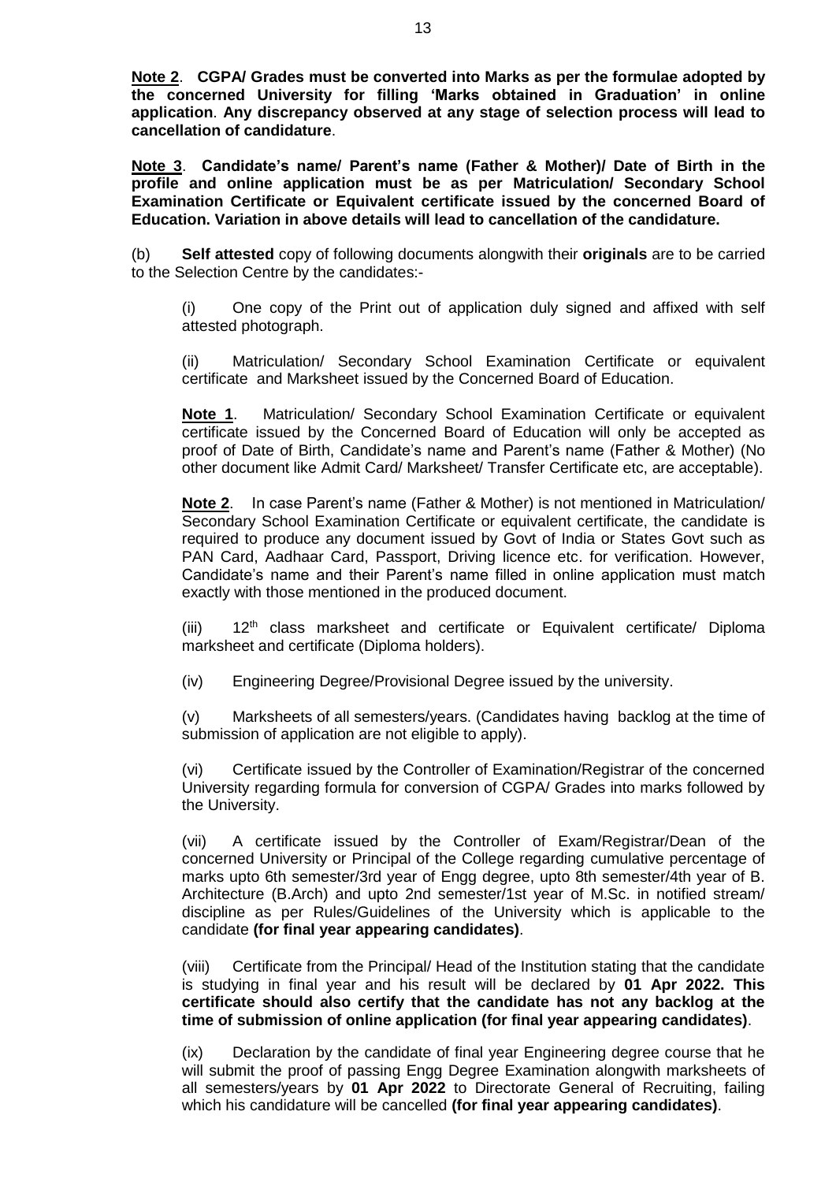**Note 2**. **CGPA/ Grades must be converted into Marks as per the formulae adopted by the concerned University for filling 'Marks obtained in Graduation' in online application**. **Any discrepancy observed at any stage of selection process will lead to cancellation of candidature**.

**Note 3**. **Candidate's name/ Parent's name (Father & Mother)/ Date of Birth in the profile and online application must be as per Matriculation/ Secondary School Examination Certificate or Equivalent certificate issued by the concerned Board of Education. Variation in above details will lead to cancellation of the candidature.**

(b) **Self attested** copy of following documents alongwith their **originals** are to be carried to the Selection Centre by the candidates:-

(i) One copy of the Print out of application duly signed and affixed with self attested photograph.

(ii) Matriculation/ Secondary School Examination Certificate or equivalent certificate and Marksheet issued by the Concerned Board of Education.

**Note 1**. Matriculation/ Secondary School Examination Certificate or equivalent certificate issued by the Concerned Board of Education will only be accepted as proof of Date of Birth, Candidate's name and Parent's name (Father & Mother) (No other document like Admit Card/ Marksheet/ Transfer Certificate etc, are acceptable).

**Note 2**. In case Parent's name (Father & Mother) is not mentioned in Matriculation/ Secondary School Examination Certificate or equivalent certificate, the candidate is required to produce any document issued by Govt of India or States Govt such as PAN Card, Aadhaar Card, Passport, Driving licence etc. for verification. However, Candidate's name and their Parent's name filled in online application must match exactly with those mentioned in the produced document.

(iii) 12th class marksheet and certificate or Equivalent certificate/ Diploma marksheet and certificate (Diploma holders).

(iv) Engineering Degree/Provisional Degree issued by the university.

(v) Marksheets of all semesters/years. (Candidates having backlog at the time of submission of application are not eligible to apply).

(vi) Certificate issued by the Controller of Examination/Registrar of the concerned University regarding formula for conversion of CGPA/ Grades into marks followed by the University.

(vii) A certificate issued by the Controller of Exam/Registrar/Dean of the concerned University or Principal of the College regarding cumulative percentage of marks upto 6th semester/3rd year of Engg degree, upto 8th semester/4th year of B. Architecture (B.Arch) and upto 2nd semester/1st year of M.Sc. in notified stream/ discipline as per Rules/Guidelines of the University which is applicable to the candidate **(for final year appearing candidates)**.

(viii) Certificate from the Principal/ Head of the Institution stating that the candidate is studying in final year and his result will be declared by **01 Apr 2022. This certificate should also certify that the candidate has not any backlog at the time of submission of online application (for final year appearing candidates)**.

(ix) Declaration by the candidate of final year Engineering degree course that he will submit the proof of passing Engg Degree Examination alongwith marksheets of all semesters/years by **01 Apr 2022** to Directorate General of Recruiting, failing which his candidature will be cancelled **(for final year appearing candidates)**.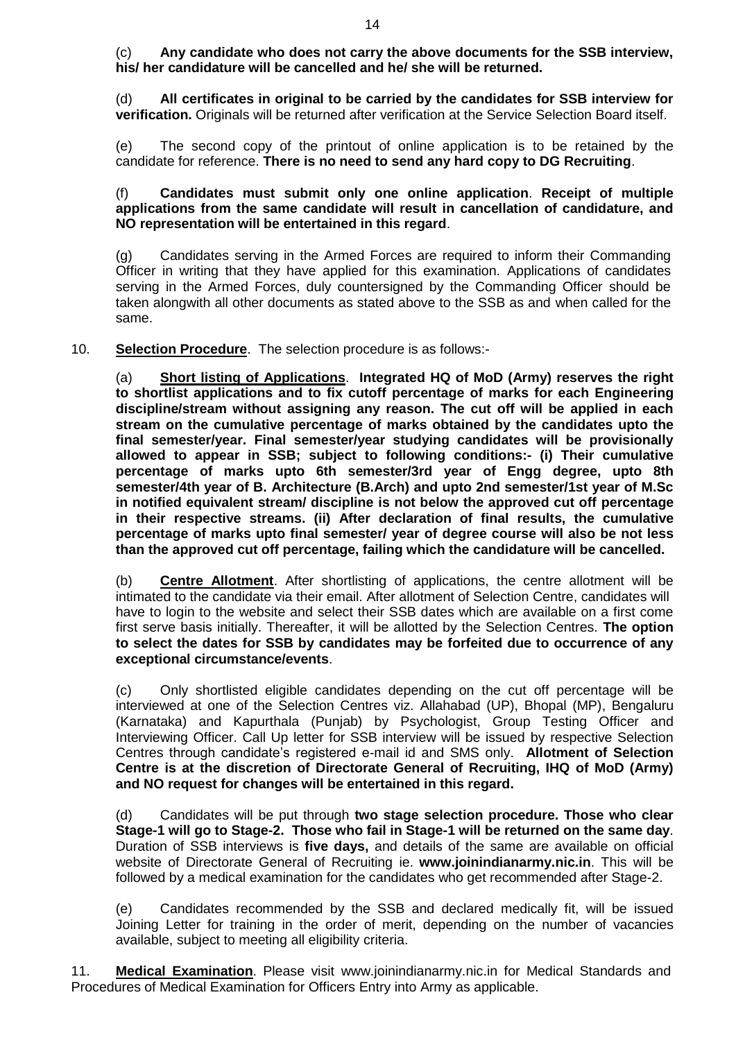(c) **Any candidate who does not carry the above documents for the SSB interview, his/ her candidature will be cancelled and he/ she will be returned.**

(d) **All certificates in original to be carried by the candidates for SSB interview for verification.** Originals will be returned after verification at the Service Selection Board itself.

(e) The second copy of the printout of online application is to be retained by the candidate for reference. **There is no need to send any hard copy to DG Recruiting**.

(f) **Candidates must submit only one online application**. **Receipt of multiple applications from the same candidate will result in cancellation of candidature, and NO representation will be entertained in this regard**.

(g) Candidates serving in the Armed Forces are required to inform their Commanding Officer in writing that they have applied for this examination. Applications of candidates serving in the Armed Forces, duly countersigned by the Commanding Officer should be taken alongwith all other documents as stated above to the SSB as and when called for the same.

10. **Selection Procedure**. The selection procedure is as follows:-

(a) **Short listing of Applications**. **Integrated HQ of MoD (Army) reserves the right to shortlist applications and to fix cutoff percentage of marks for each Engineering discipline/stream without assigning any reason. The cut off will be applied in each stream on the cumulative percentage of marks obtained by the candidates upto the final semester/year. Final semester/year studying candidates will be provisionally allowed to appear in SSB; subject to following conditions:- (i) Their cumulative percentage of marks upto 6th semester/3rd year of Engg degree, upto 8th semester/4th year of B. Architecture (B.Arch) and upto 2nd semester/1st year of M.Sc in notified equivalent stream/ discipline is not below the approved cut off percentage in their respective streams. (ii) After declaration of final results, the cumulative percentage of marks upto final semester/ year of degree course will also be not less than the approved cut off percentage, failing which the candidature will be cancelled.**

(b) **Centre Allotment**. After shortlisting of applications, the centre allotment will be intimated to the candidate via their email. After allotment of Selection Centre, candidates will have to login to the website and select their SSB dates which are available on a first come first serve basis initially. Thereafter, it will be allotted by the Selection Centres. **The option to select the dates for SSB by candidates may be forfeited due to occurrence of any exceptional circumstance/events**.

(c) Only shortlisted eligible candidates depending on the cut off percentage will be interviewed at one of the Selection Centres viz. Allahabad (UP), Bhopal (MP), Bengaluru (Karnataka) and Kapurthala (Punjab) by Psychologist, Group Testing Officer and Interviewing Officer. Call Up letter for SSB interview will be issued by respective Selection Centres through candidate's registered e-mail id and SMS only. **Allotment of Selection Centre is at the discretion of Directorate General of Recruiting, IHQ of MoD (Army) and NO request for changes will be entertained in this regard.**

(d) Candidates will be put through **two stage selection procedure. Those who clear Stage-1 will go to Stage-2. Those who fail in Stage-1 will be returned on the same day**. Duration of SSB interviews is **five days,** and details of the same are available on official website of Directorate General of Recruiting ie. **www.joinindianarmy.nic.in**. This will be followed by a medical examination for the candidates who get recommended after Stage-2.

(e) Candidates recommended by the SSB and declared medically fit, will be issued Joining Letter for training in the order of merit, depending on the number of vacancies available, subject to meeting all eligibility criteria.

11. **Medical Examination**. Please visit www.joinindianarmy.nic.in for Medical Standards and Procedures of Medical Examination for Officers Entry into Army as applicable.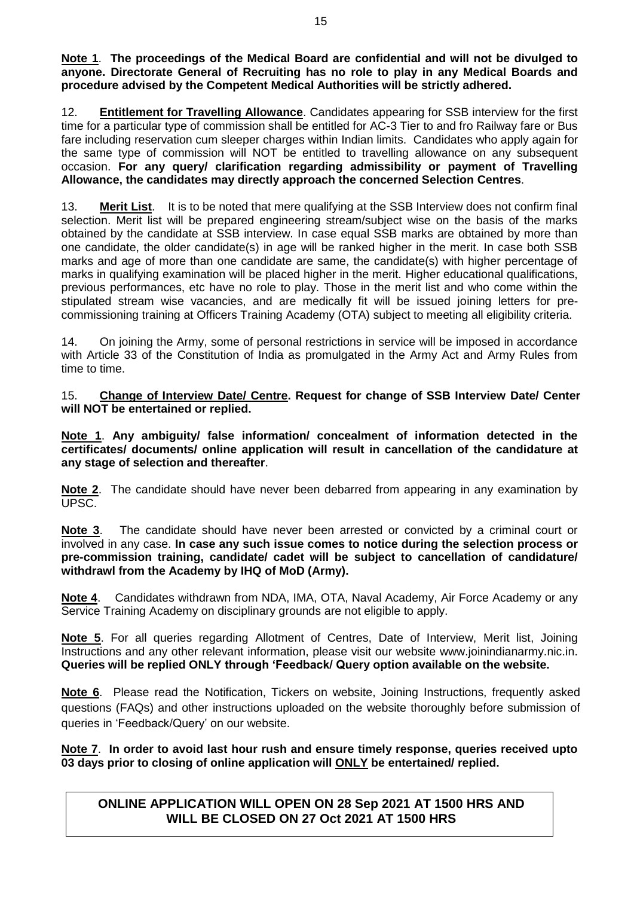**Note 1**. **The proceedings of the Medical Board are confidential and will not be divulged to anyone. Directorate General of Recruiting has no role to play in any Medical Boards and procedure advised by the Competent Medical Authorities will be strictly adhered.**

12. **Entitlement for Travelling Allowance**. Candidates appearing for SSB interview for the first time for a particular type of commission shall be entitled for AC-3 Tier to and fro Railway fare or Bus fare including reservation cum sleeper charges within Indian limits. Candidates who apply again for the same type of commission will NOT be entitled to travelling allowance on any subsequent occasion. **For any query/ clarification regarding admissibility or payment of Travelling Allowance, the candidates may directly approach the concerned Selection Centres**.

13. **Merit List**. It is to be noted that mere qualifying at the SSB Interview does not confirm final selection. Merit list will be prepared engineering stream/subject wise on the basis of the marks obtained by the candidate at SSB interview. In case equal SSB marks are obtained by more than one candidate, the older candidate(s) in age will be ranked higher in the merit. In case both SSB marks and age of more than one candidate are same, the candidate(s) with higher percentage of marks in qualifying examination will be placed higher in the merit. Higher educational qualifications, previous performances, etc have no role to play. Those in the merit list and who come within the stipulated stream wise vacancies, and are medically fit will be issued joining letters for pre-commissioning training at Officers Training Academy (OTA) subject to meeting all eligibility criteria.

14. On joining the Army, some of personal restrictions in service will be imposed in accordance with Article 33 of the Constitution of India as promulgated in the Army Act and Army Rules from time to time.

15. **Change of Interview Date/ Centre. Request for change of SSB Interview Date/ Center will NOT be entertained or replied.**

**Note 1**. **Any ambiguity/ false information/ concealment of information detected in the certificates/ documents/ online application will result in cancellation of the candidature at any stage of selection and thereafter**.

**Note 2**. The candidate should have never been debarred from appearing in any examination by UPSC.

**Note 3**. The candidate should have never been arrested or convicted by a criminal court or involved in any case. **In case any such issue comes to notice during the selection process or pre-commission training, candidate/ cadet will be subject to cancellation of candidature/ withdrawl from the Academy by IHQ of MoD (Army).**

**Note 4**. Candidates withdrawn from NDA, IMA, OTA, Naval Academy, Air Force Academy or any Service Training Academy on disciplinary grounds are not eligible to apply.

**Note 5**. For all queries regarding Allotment of Centres, Date of Interview, Merit list, Joining Instructions and any other relevant information, please visit our website www.joinindianarmy.nic.in. **Queries will be replied ONLY through 'Feedback/ Query option available on the website.**

**Note 6**. Please read the Notification, Tickers on website, Joining Instructions, frequently asked questions (FAQs) and other instructions uploaded on the website thoroughly before submission of queries in 'Feedback/Query' on our website.

**Note 7**. **In order to avoid last hour rush and ensure timely response, queries received upto 03 days prior to closing of online application will ONLY be entertained/ replied.**

**ONLINE APPLICATION WILL OPEN ON 28 Sep 2021 AT 1500 HRS AND WILL BE CLOSED ON 27 Oct 2021 AT 1500 HRS**